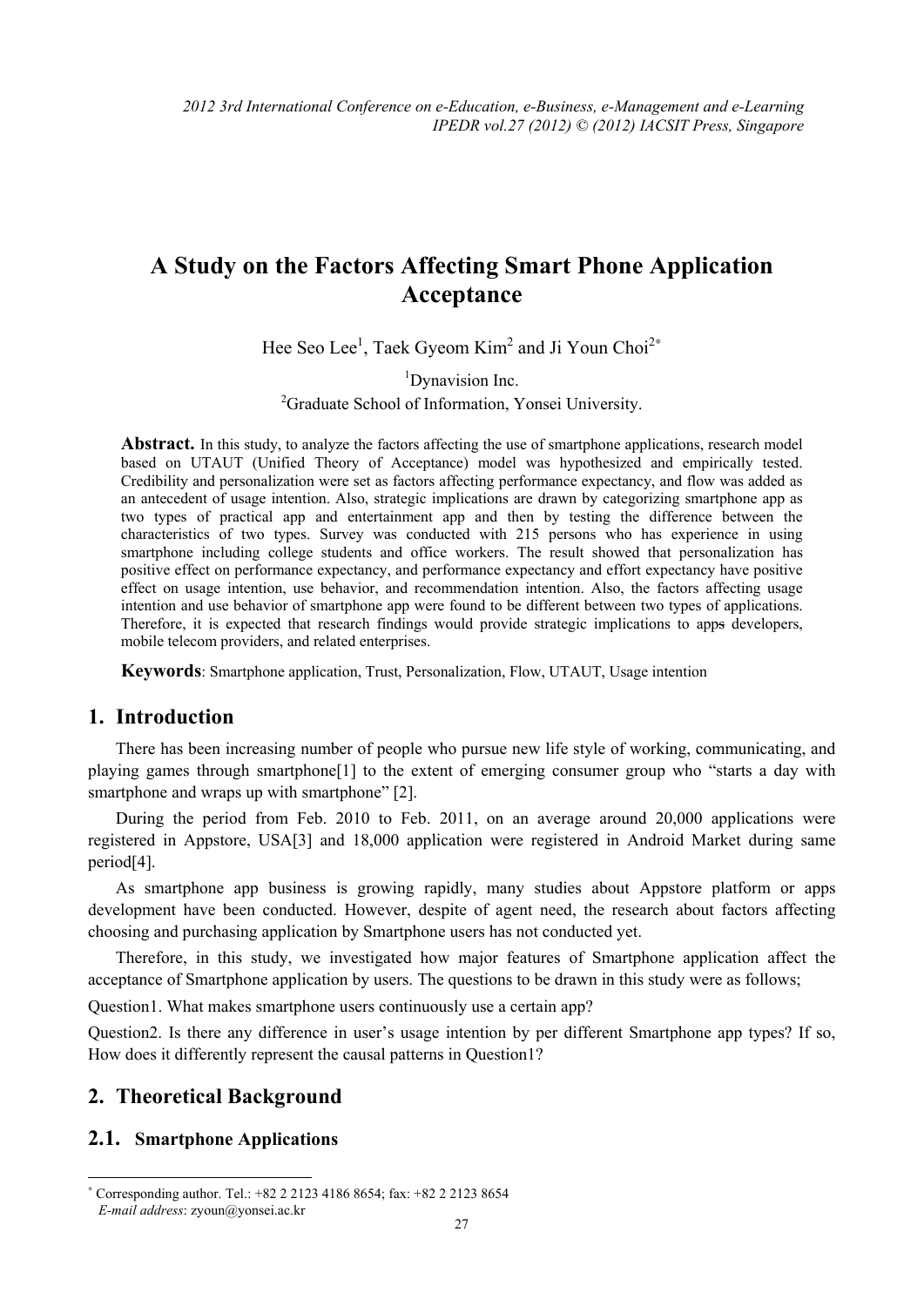# A Study on the Factors Affecting Smart Phone Application Acceptance

Hee Seo Lee[1], Taek Gyeom Kim[2] and Ji Youn Choi[2*]

[1]Dynavision Inc.

[2]Graduate School of Information, Yonsei University.

**Abstract.** In this study, to analyze the factors affecting the use of smartphone applications, research model based on UTAUT (Unified Theory of Acceptance) model was hypothesized and empirically tested. Credibility and personalization were set as factors affecting performance expectancy, and flow was added as an antecedent of usage intention. Also, strategic implications are drawn by categorizing smartphone app as two types of practical app and entertainment app and then by testing the difference between the characteristics of two types. Survey was conducted with 215 persons who has experience in using smartphone including college students and office workers. The result showed that personalization has positive effect on performance expectancy, and performance expectancy and effort expectancy have positive effect on usage intention, use behavior, and recommendation intention. Also, the factors affecting usage intention and use behavior of smartphone app were found to be different between two types of applications. Therefore, it is expected that research findings would provide strategic implications to apps developers, mobile telecom providers, and related enterprises.

**Keywords**: Smartphone application, Trust, Personalization, Flow, UTAUT, Usage intention

## 1. Introduction

There has been increasing number of people who pursue new life style of working, communicating, and playing games through smartphone[1] to the extent of emerging consumer group who "starts a day with smartphone and wraps up with smartphone" [2].

During the period from Feb. 2010 to Feb. 2011, on an average around 20,000 applications were registered in Appstore, USA[3] and 18,000 application were registered in Android Market during same period[4].

As smartphone app business is growing rapidly, many studies about Appstore platform or apps development have been conducted. However, despite of agent need, the research about factors affecting choosing and purchasing application by Smartphone users has not conducted yet.

Therefore, in this study, we investigated how major features of Smartphone application affect the acceptance of Smartphone application by users. The questions to be drawn in this study were as follows;

Question1. What makes smartphone users continuously use a certain app?

Question2. Is there any difference in user's usage intention by per different Smartphone app types? If so, How does it differently represent the causal patterns in Question1?

## 2. Theoretical Background

### 2.1. Smartphone Applications

---

[*] Corresponding author. Tel.: +82 2 2123 4186 8654; fax: +82 2 2123 8654
*E-mail address*: zyoun@yonsei.ac.kr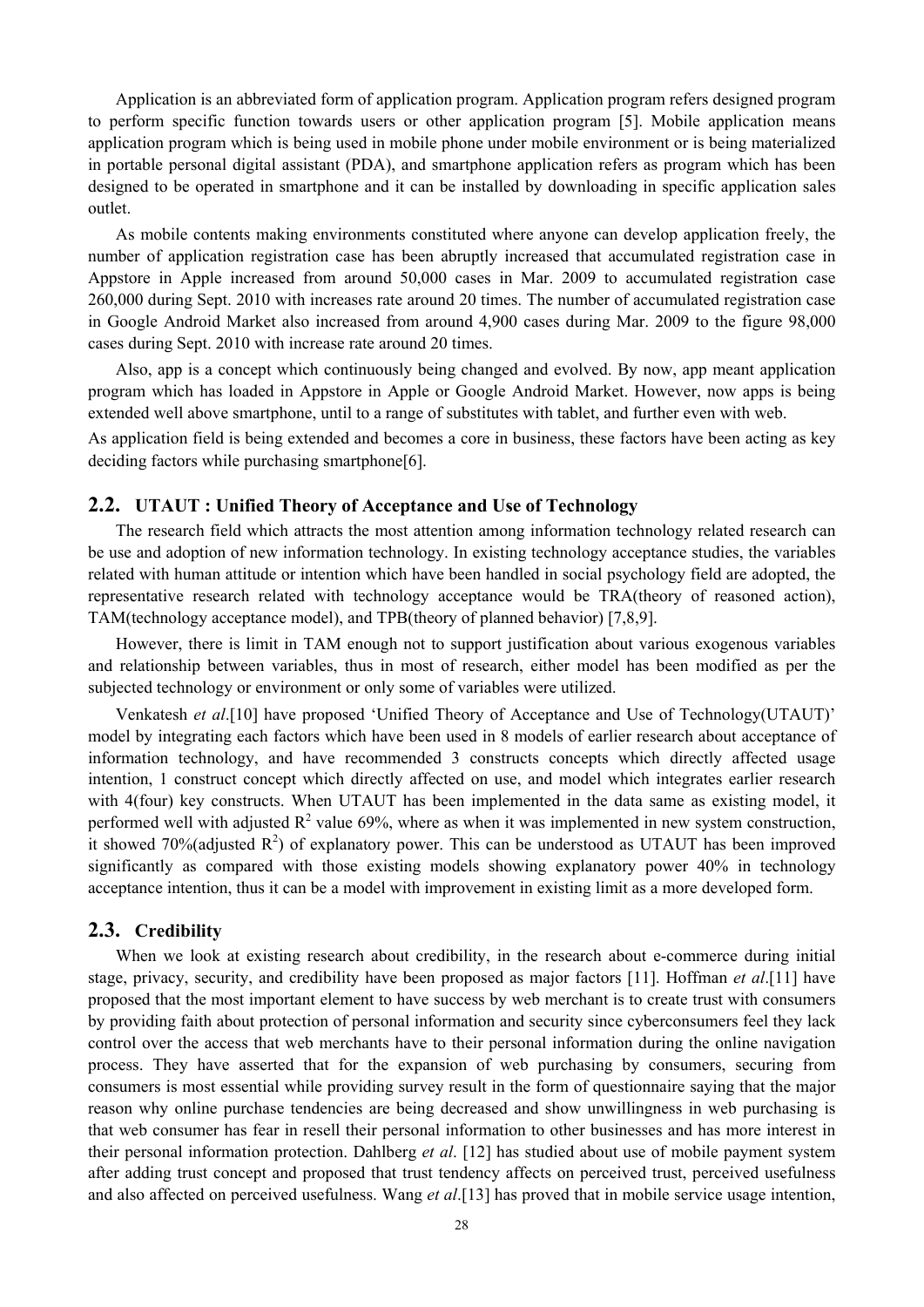Application is an abbreviated form of application program. Application program refers designed program to perform specific function towards users or other application program [5]. Mobile application means application program which is being used in mobile phone under mobile environment or is being materialized in portable personal digital assistant (PDA), and smartphone application refers as program which has been designed to be operated in smartphone and it can be installed by downloading in specific application sales outlet.

As mobile contents making environments constituted where anyone can develop application freely, the number of application registration case has been abruptly increased that accumulated registration case in Appstore in Apple increased from around 50,000 cases in Mar. 2009 to accumulated registration case 260,000 during Sept. 2010 with increases rate around 20 times. The number of accumulated registration case in Google Android Market also increased from around 4,900 cases during Mar. 2009 to the figure 98,000 cases during Sept. 2010 with increase rate around 20 times.

Also, app is a concept which continuously being changed and evolved. By now, app meant application program which has loaded in Appstore in Apple or Google Android Market. However, now apps is being extended well above smartphone, until to a range of substitutes with tablet, and further even with web.

As application field is being extended and becomes a core in business, these factors have been acting as key deciding factors while purchasing smartphone[6].

## 2.2. UTAUT : Unified Theory of Acceptance and Use of Technology

The research field which attracts the most attention among information technology related research can be use and adoption of new information technology. In existing technology acceptance studies, the variables related with human attitude or intention which have been handled in social psychology field are adopted, the representative research related with technology acceptance would be TRA(theory of reasoned action), TAM(technology acceptance model), and TPB(theory of planned behavior) [7,8,9].

However, there is limit in TAM enough not to support justification about various exogenous variables and relationship between variables, thus in most of research, either model has been modified as per the subjected technology or environment or only some of variables were utilized.

Venkatesh *et al*.[10] have proposed 'Unified Theory of Acceptance and Use of Technology(UTAUT)' model by integrating each factors which have been used in 8 models of earlier research about acceptance of information technology, and have recommended 3 constructs concepts which directly affected usage intention, 1 construct concept which directly affected on use, and model which integrates earlier research with 4(four) key constructs. When UTAUT has been implemented in the data same as existing model, it performed well with adjusted $R^2$ value 69%, where as when it was implemented in new system construction, it showed 70%(adjusted $R^2$) of explanatory power. This can be understood as UTAUT has been improved significantly as compared with those existing models showing explanatory power 40% in technology acceptance intention, thus it can be a model with improvement in existing limit as a more developed form.

## 2.3. Credibility

When we look at existing research about credibility, in the research about e-commerce during initial stage, privacy, security, and credibility have been proposed as major factors [11]. Hoffman *et al*.[11] have proposed that the most important element to have success by web merchant is to create trust with consumers by providing faith about protection of personal information and security since cyberconsumers feel they lack control over the access that web merchants have to their personal information during the online navigation process. They have asserted that for the expansion of web purchasing by consumers, securing from consumers is most essential while providing survey result in the form of questionnaire saying that the major reason why online purchase tendencies are being decreased and show unwillingness in web purchasing is that web consumer has fear in resell their personal information to other businesses and has more interest in their personal information protection. Dahlberg *et al*. [12] has studied about use of mobile payment system after adding trust concept and proposed that trust tendency affects on perceived trust, perceived usefulness and also affected on perceived usefulness. Wang *et al*.[13] has proved that in mobile service usage intention,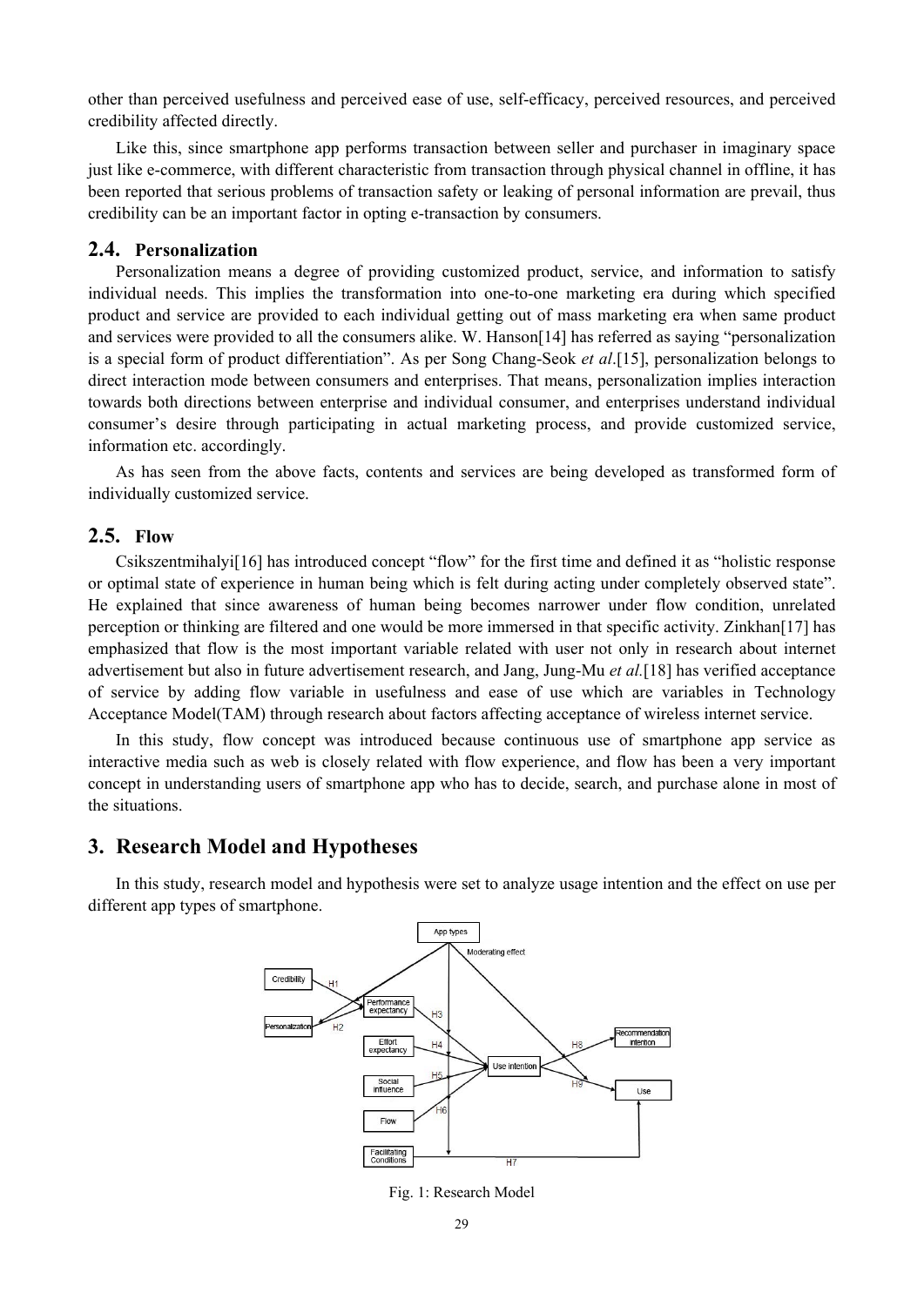other than perceived usefulness and perceived ease of use, self-efficacy, perceived resources, and perceived credibility affected directly.

Like this, since smartphone app performs transaction between seller and purchaser in imaginary space just like e-commerce, with different characteristic from transaction through physical channel in offline, it has been reported that serious problems of transaction safety or leaking of personal information are prevail, thus credibility can be an important factor in opting e-transaction by consumers.

## 2.4. Personalization

Personalization means a degree of providing customized product, service, and information to satisfy individual needs. This implies the transformation into one-to-one marketing era during which specified product and service are provided to each individual getting out of mass marketing era when same product and services were provided to all the consumers alike. W. Hanson[14] has referred as saying "personalization is a special form of product differentiation". As per Song Chang-Seok *et al*.[15], personalization belongs to direct interaction mode between consumers and enterprises. That means, personalization implies interaction towards both directions between enterprise and individual consumer, and enterprises understand individual consumer's desire through participating in actual marketing process, and provide customized service, information etc. accordingly.

As has seen from the above facts, contents and services are being developed as transformed form of individually customized service.

## 2.5. Flow

Csikszentmihalyi[16] has introduced concept "flow" for the first time and defined it as "holistic response or optimal state of experience in human being which is felt during acting under completely observed state". He explained that since awareness of human being becomes narrower under flow condition, unrelated perception or thinking are filtered and one would be more immersed in that specific activity. Zinkhan[17] has emphasized that flow is the most important variable related with user not only in research about internet advertisement but also in future advertisement research, and Jang, Jung-Mu *et al.*[18] has verified acceptance of service by adding flow variable in usefulness and ease of use which are variables in Technology Acceptance Model(TAM) through research about factors affecting acceptance of wireless internet service.

In this study, flow concept was introduced because continuous use of smartphone app service as interactive media such as web is closely related with flow experience, and flow has been a very important concept in understanding users of smartphone app who has to decide, search, and purchase alone in most of the situations.

# 3. Research Model and Hypotheses

In this study, research model and hypothesis were set to analyze usage intention and the effect on use per different app types of smartphone.

App types
Moderating effect
Credibility
H1
Performance expectancy
Personalization
H2
H3
Effort expectancy
H4
Recommendation intention
H8
Use intention
Social influence
H5
H9
Use
H6
Flow
Facilitating Conditions
H7

Fig. 1: Research Model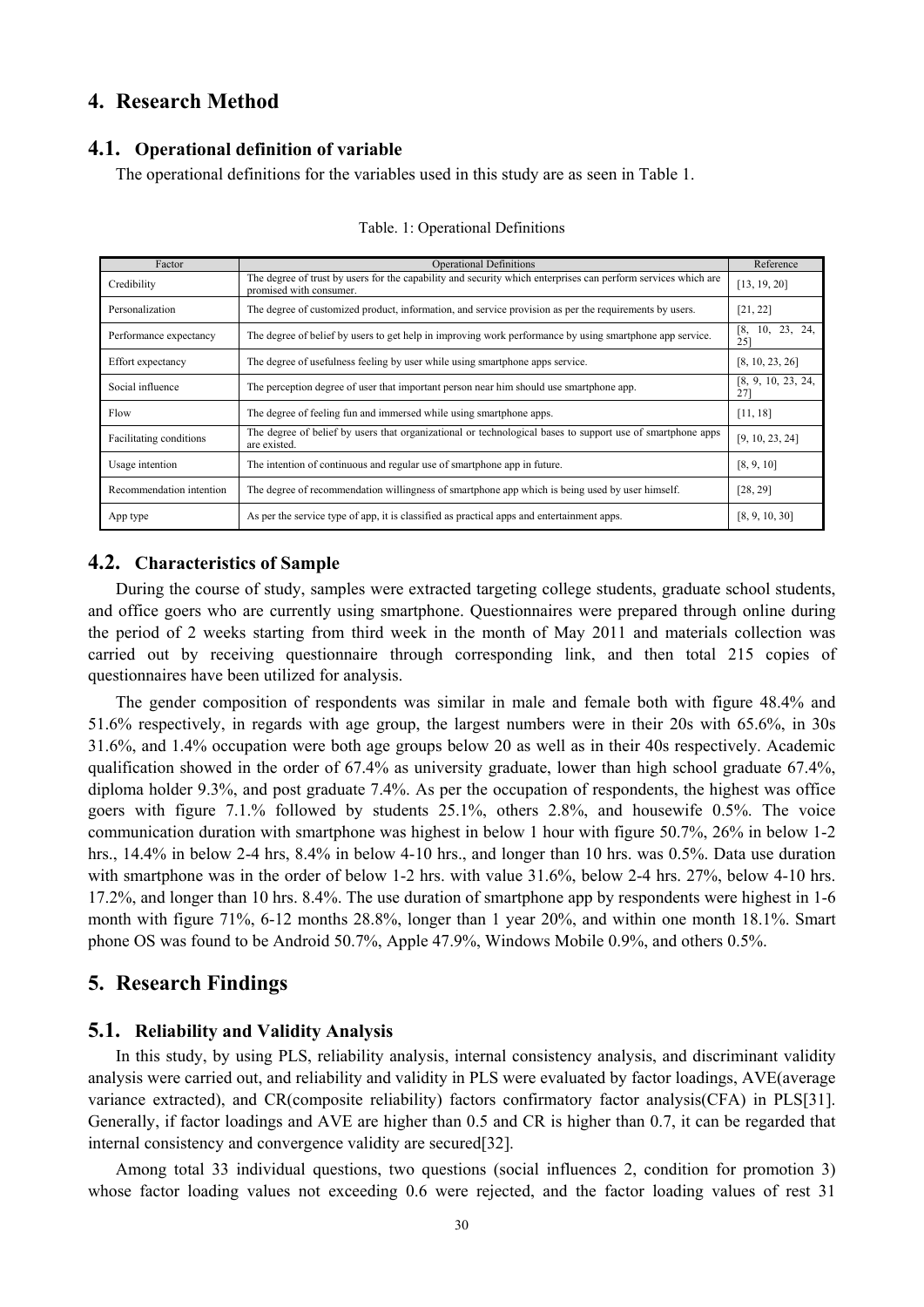## 4. Research Method

### 4.1. Operational definition of variable

The operational definitions for the variables used in this study are as seen in Table 1.

Table. 1: Operational Definitions

| Factor | Operational Definitions | Reference |
|---|---|---|
| Credibility | The degree of trust by users for the capability and security which enterprises can perform services which are promised with consumer. | [13, 19, 20] |
| Personalization | The degree of customized product, information, and service provision as per the requirements by users. | [21, 22] |
| Performance expectancy | The degree of belief by users to get help in improving work performance by using smartphone app service. | [8, 10, 23, 24, 25] |
| Effort expectancy | The degree of usefulness feeling by user while using smartphone apps service. | [8, 10, 23, 26] |
| Social influence | The perception degree of user that important person near him should use smartphone app. | [8, 9, 10, 23, 24, 27] |
| Flow | The degree of feeling fun and immersed while using smartphone apps. | [11, 18] |
| Facilitating conditions | The degree of belief by users that organizational or technological bases to support use of smartphone apps are existed. | [9, 10, 23, 24] |
| Usage intention | The intention of continuous and regular use of smartphone app in future. | [8, 9, 10] |
| Recommendation intention | The degree of recommendation willingness of smartphone app which is being used by user himself. | [28, 29] |
| App type | As per the service type of app, it is classified as practical apps and entertainment apps. | [8, 9, 10, 30] |

### 4.2. Characteristics of Sample

During the course of study, samples were extracted targeting college students, graduate school students, and office goers who are currently using smartphone. Questionnaires were prepared through online during the period of 2 weeks starting from third week in the month of May 2011 and materials collection was carried out by receiving questionnaire through corresponding link, and then total 215 copies of questionnaires have been utilized for analysis.

The gender composition of respondents was similar in male and female both with figure 48.4% and 51.6% respectively, in regards with age group, the largest numbers were in their 20s with 65.6%, in 30s 31.6%, and 1.4% occupation were both age groups below 20 as well as in their 40s respectively. Academic qualification showed in the order of 67.4% as university graduate, lower than high school graduate 67.4%, diploma holder 9.3%, and post graduate 7.4%. As per the occupation of respondents, the highest was office goers with figure 7.1.% followed by students 25.1%, others 2.8%, and housewife 0.5%. The voice communication duration with smartphone was highest in below 1 hour with figure 50.7%, 26% in below 1-2 hrs., 14.4% in below 2-4 hrs, 8.4% in below 4-10 hrs., and longer than 10 hrs. was 0.5%. Data use duration with smartphone was in the order of below 1-2 hrs. with value 31.6%, below 2-4 hrs. 27%, below 4-10 hrs. 17.2%, and longer than 10 hrs. 8.4%. The use duration of smartphone app by respondents were highest in 1-6 month with figure 71%, 6-12 months 28.8%, longer than 1 year 20%, and within one month 18.1%. Smart phone OS was found to be Android 50.7%, Apple 47.9%, Windows Mobile 0.9%, and others 0.5%.

## 5. Research Findings

### 5.1. Reliability and Validity Analysis

In this study, by using PLS, reliability analysis, internal consistency analysis, and discriminant validity analysis were carried out, and reliability and validity in PLS were evaluated by factor loadings, AVE(average variance extracted), and CR(composite reliability) factors confirmatory factor analysis(CFA) in PLS[31]. Generally, if factor loadings and AVE are higher than 0.5 and CR is higher than 0.7, it can be regarded that internal consistency and convergence validity are secured[32].

Among total 33 individual questions, two questions (social influences 2, condition for promotion 3) whose factor loading values not exceeding 0.6 were rejected, and the factor loading values of rest 31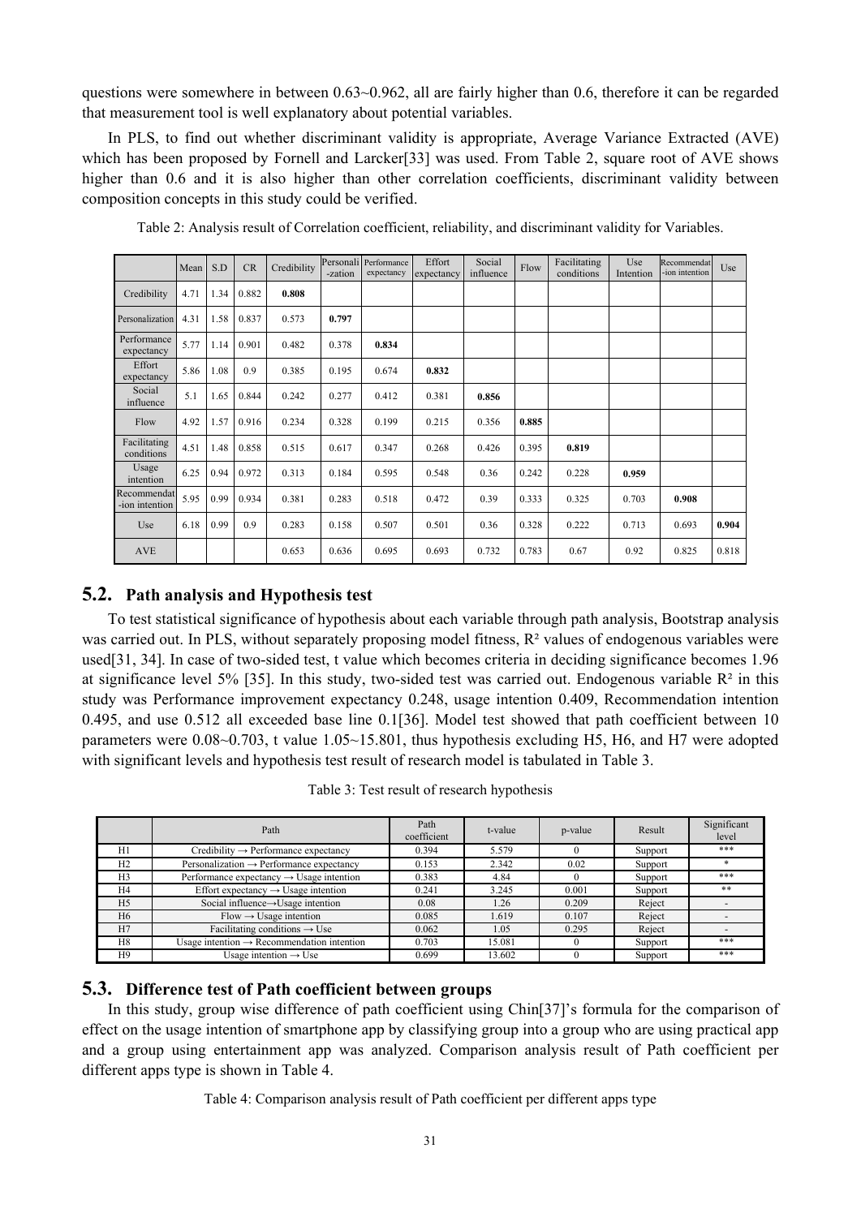questions were somewhere in between 0.63~0.962, all are fairly higher than 0.6, therefore it can be regarded that measurement tool is well explanatory about potential variables.

In PLS, to find out whether discriminant validity is appropriate, Average Variance Extracted (AVE) which has been proposed by Fornell and Larcker[33] was used. From Table 2, square root of AVE shows higher than 0.6 and it is also higher than other correlation coefficients, discriminant validity between composition concepts in this study could be verified.

Table 2: Analysis result of Correlation coefficient, reliability, and discriminant validity for Variables.

| | Mean | S.D | CR | Credibility | Personali-zation | Performance expectancy | Effort expectancy | Social influence | Flow | Facilitating conditions | Use Intention | Recommendat-ion intention | Use |
|---|---|---|---|---|---|---|---|---|---|---|---|---|---|
| Credibility | 4.71 | 1.34 | 0.882 | **0.808** | | | | | | | | | |
| Personalization | 4.31 | 1.58 | 0.837 | 0.573 | **0.797** | | | | | | | | |
| Performance expectancy | 5.77 | 1.14 | 0.901 | 0.482 | 0.378 | **0.834** | | | | | | | |
| Effort expectancy | 5.86 | 1.08 | 0.9 | 0.385 | 0.195 | 0.674 | **0.832** | | | | | | |
| Social influence | 5.1 | 1.65 | 0.844 | 0.242 | 0.277 | 0.412 | 0.381 | **0.856** | | | | | |
| Flow | 4.92 | 1.57 | 0.916 | 0.234 | 0.328 | 0.199 | 0.215 | 0.356 | **0.885** | | | | |
| Facilitating conditions | 4.51 | 1.48 | 0.858 | 0.515 | 0.617 | 0.347 | 0.268 | 0.426 | 0.395 | **0.819** | | | |
| Usage intention | 6.25 | 0.94 | 0.972 | 0.313 | 0.184 | 0.595 | 0.548 | 0.36 | 0.242 | 0.228 | **0.959** | | |
| Recommendat-ion intention | 5.95 | 0.99 | 0.934 | 0.381 | 0.283 | 0.518 | 0.472 | 0.39 | 0.333 | 0.325 | 0.703 | **0.908** | |
| Use | 6.18 | 0.99 | 0.9 | 0.283 | 0.158 | 0.507 | 0.501 | 0.36 | 0.328 | 0.222 | 0.713 | 0.693 | **0.904** |
| AVE | | | | 0.653 | 0.636 | 0.695 | 0.693 | 0.732 | 0.783 | 0.67 | 0.92 | 0.825 | 0.818 |

## 5.2. Path analysis and Hypothesis test

To test statistical significance of hypothesis about each variable through path analysis, Bootstrap analysis was carried out. In PLS, without separately proposing model fitness, $R^2$ values of endogenous variables were used[31, 34]. In case of two-sided test, t value which becomes criteria in deciding significance becomes 1.96 at significance level 5% [35]. In this study, two-sided test was carried out. Endogenous variable $R^2$ in this study was Performance improvement expectancy 0.248, usage intention 0.409, Recommendation intention 0.495, and use 0.512 all exceeded base line 0.1[36]. Model test showed that path coefficient between 10 parameters were 0.08~0.703, t value 1.05~15.801, thus hypothesis excluding H5, H6, and H7 were adopted with significant levels and hypothesis test result of research model is tabulated in Table 3.

Table 3: Test result of research hypothesis

| | Path | Path coefficient | t-value | p-value | Result | Significant level |
|---|---|---|---|---|---|---|
| H1 | Credibility → Performance expectancy | 0.394 | 5.579 | 0 | Support | *** |
| H2 | Personalization → Performance expectancy | 0.153 | 2.342 | 0.02 | Support | * |
| H3 | Performance expectancy → Usage intention | 0.383 | 4.84 | 0 | Support | *** |
| H4 | Effort expectancy → Usage intention | 0.241 | 3.245 | 0.001 | Support | ** |
| H5 | Social influence→Usage intention | 0.08 | 1.26 | 0.209 | Reject | - |
| H6 | Flow → Usage intention | 0.085 | 1.619 | 0.107 | Reject | - |
| H7 | Facilitating conditions → Use | 0.062 | 1.05 | 0.295 | Reject | - |
| H8 | Usage intention → Recommendation intention | 0.703 | 15.081 | 0 | Support | *** |
| H9 | Usage intention → Use | 0.699 | 13.602 | 0 | Support | *** |

## 5.3. Difference test of Path coefficient between groups

In this study, group wise difference of path coefficient using Chin[37]'s formula for the comparison of effect on the usage intention of smartphone app by classifying group into a group who are using practical app and a group using entertainment app was analyzed. Comparison analysis result of Path coefficient per different apps type is shown in Table 4.

Table 4: Comparison analysis result of Path coefficient per different apps type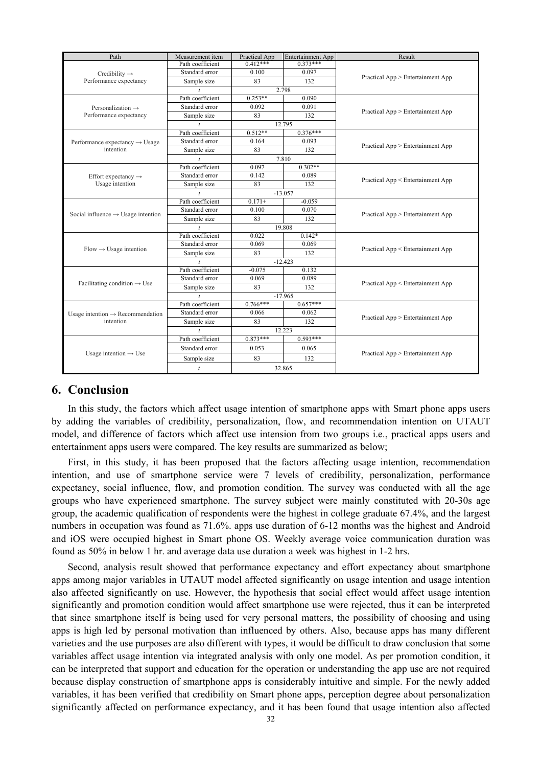| Path | Measurement item | Practical App | Entertainment App | Result |
|---|---|---|---|---|
| Credibility → Performance expectancy | Path coefficient | 0.412*** | 0.373*** | Practical App > Entertainment App |
| | Standard error | 0.100 | 0.097 | |
| | Sample size | 83 | 132 | |
| | $t$ | 2.798 | | |
| Personalization → Performance expectancy | Path coefficient | 0.253** | 0.090 | Practical App > Entertainment App |
| | Standard error | 0.092 | 0.091 | |
| | Sample size | 83 | 132 | |
| | $t$ | 12.795 | | |
| Performance expectancy → Usage intention | Path coefficient | 0.512** | 0.376*** | Practical App > Entertainment App |
| | Standard error | 0.164 | 0.093 | |
| | Sample size | 83 | 132 | |
| | $t$ | 7.810 | | |
| Effort expectancy → Usage intention | Path coefficient | 0.097 | 0.302** | Practical App < Entertainment App |
| | Standard error | 0.142 | 0.089 | |
| | Sample size | 83 | 132 | |
| | $t$ | -13.057 | | |
| Social influence → Usage intention | Path coefficient | 0.171+ | -0.059 | Practical App > Entertainment App |
| | Standard error | 0.100 | 0.070 | |
| | Sample size | 83 | 132 | |
| | $t$ | 19.808 | | |
| Flow → Usage intention | Path coefficient | 0.022 | 0.142* | Practical App < Entertainment App |
| | Standard error | 0.069 | 0.069 | |
| | Sample size | 83 | 132 | |
| | $t$ | -12.423 | | |
| Facilitating condition → Use | Path coefficient | -0.075 | 0.132 | Practical App < Entertainment App |
| | Standard error | 0.069 | 0.089 | |
| | Sample size | 83 | 132 | |
| | $t$ | -17.965 | | |
| Usage intention → Recommendation intention | Path coefficient | 0.766*** | 0.657*** | Practical App > Entertainment App |
| | Standard error | 0.066 | 0.062 | |
| | Sample size | 83 | 132 | |
| | $t$ | 12.223 | | |
| Usage intention → Use | Path coefficient | 0.873*** | 0.593*** | Practical App > Entertainment App |
| | Standard error | 0.053 | 0.065 | |
| | Sample size | 83 | 132 | |
| | $t$ | 32.865 | | |

## 6. Conclusion

In this study, the factors which affect usage intention of smartphone apps with Smart phone apps users by adding the variables of credibility, personalization, flow, and recommendation intention on UTAUT model, and difference of factors which affect use intension from two groups i.e., practical apps users and entertainment apps users were compared. The key results are summarized as below;

First, in this study, it has been proposed that the factors affecting usage intention, recommendation intention, and use of smartphone service were 7 levels of credibility, personalization, performance expectancy, social influence, flow, and promotion condition. The survey was conducted with all the age groups who have experienced smartphone. The survey subject were mainly constituted with 20-30s age group, the academic qualification of respondents were the highest in college graduate 67.4%, and the largest numbers in occupation was found as 71.6%. apps use duration of 6-12 months was the highest and Android and iOS were occupied highest in Smart phone OS. Weekly average voice communication duration was found as 50% in below 1 hr. and average data use duration a week was highest in 1-2 hrs.

Second, analysis result showed that performance expectancy and effort expectancy about smartphone apps among major variables in UTAUT model affected significantly on usage intention and usage intention also affected significantly on use. However, the hypothesis that social effect would affect usage intention significantly and promotion condition would affect smartphone use were rejected, thus it can be interpreted that since smartphone itself is being used for very personal matters, the possibility of choosing and using apps is high led by personal motivation than influenced by others. Also, because apps has many different varieties and the use purposes are also different with types, it would be difficult to draw conclusion that some variables affect usage intention via integrated analysis with only one model. As per promotion condition, it can be interpreted that support and education for the operation or understanding the app use are not required because display construction of smartphone apps is considerably intuitive and simple. For the newly added variables, it has been verified that credibility on Smart phone apps, perception degree about personalization significantly affected on performance expectancy, and it has been found that usage intention also affected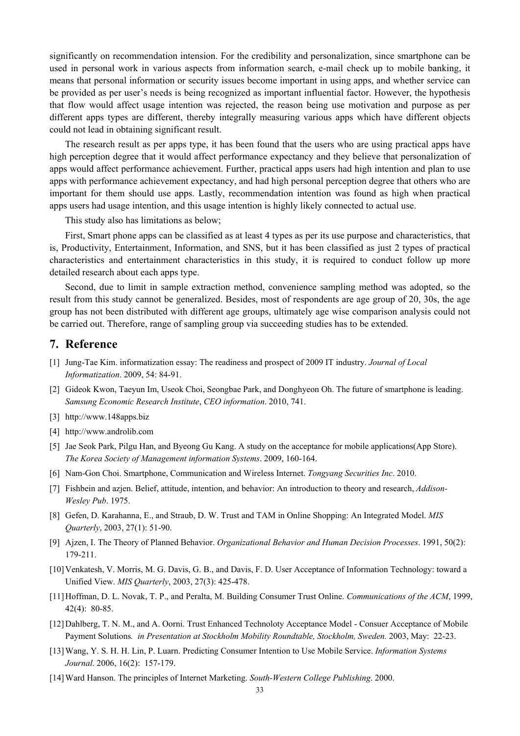significantly on recommendation intension. For the credibility and personalization, since smartphone can be used in personal work in various aspects from information search, e-mail check up to mobile banking, it means that personal information or security issues become important in using apps, and whether service can be provided as per user's needs is being recognized as important influential factor. However, the hypothesis that flow would affect usage intention was rejected, the reason being use motivation and purpose as per different apps types are different, thereby integrally measuring various apps which have different objects could not lead in obtaining significant result.

The research result as per apps type, it has been found that the users who are using practical apps have high perception degree that it would affect performance expectancy and they believe that personalization of apps would affect performance achievement. Further, practical apps users had high intention and plan to use apps with performance achievement expectancy, and had high personal perception degree that others who are important for them should use apps. Lastly, recommendation intention was found as high when practical apps users had usage intention, and this usage intention is highly likely connected to actual use.

This study also has limitations as below;

First, Smart phone apps can be classified as at least 4 types as per its use purpose and characteristics, that is, Productivity, Entertainment, Information, and SNS, but it has been classified as just 2 types of practical characteristics and entertainment characteristics in this study, it is required to conduct follow up more detailed research about each apps type.

Second, due to limit in sample extraction method, convenience sampling method was adopted, so the result from this study cannot be generalized. Besides, most of respondents are age group of 20, 30s, the age group has not been distributed with different age groups, ultimately age wise comparison analysis could not be carried out. Therefore, range of sampling group via succeeding studies has to be extended.

## 7. Reference

[1] Jung-Tae Kim. informatization essay: The readiness and prospect of 2009 IT industry. *Journal of Local Informatization*. 2009, 54: 84-91.

[2] Gideok Kwon, Taeyun Im, Useok Choi, Seongbae Park, and Donghyeon Oh. The future of smartphone is leading. *Samsung Economic Research Institute*, *CEO information*. 2010, 741.

[3] http://www.148apps.biz

[4] http://www.androlib.com

[5] Jae Seok Park, Pilgu Han, and Byeong Gu Kang. A study on the acceptance for mobile applications(App Store). *The Korea Society of Management information Systems*. 2009, 160-164.

[6] Nam-Gon Choi. Smartphone, Communication and Wireless Internet. *Tongyang Securities Inc*. 2010.

[7] Fishbein and azjen. Belief, attitude, intention, and behavior: An introduction to theory and research, *Addison-Wesley Pub*. 1975.

[8] Gefen, D. Karahanna, E., and Straub, D. W. Trust and TAM in Online Shopping: An Integrated Model. *MIS Quarterly*, 2003, 27(1): 51-90.

[9] Ajzen, I. The Theory of Planned Behavior. *Organizational Behavior and Human Decision Processes*. 1991, 50(2): 179-211.

[10] Venkatesh, V. Morris, M. G. Davis, G. B., and Davis, F. D. User Acceptance of Information Technology: toward a Unified View. *MIS Quarterly*, 2003, 27(3): 425-478.

[11] Hoffman, D. L. Novak, T. P., and Peralta, M. Building Consumer Trust Online. *Communications of the ACM*, 1999, 42(4): 80-85.

[12] Dahlberg, T. N. M., and A. Oorni. Trust Enhanced Technoloty Acceptance Model - Consuer Acceptance of Mobile Payment Solutions. *in Presentation at Stockholm Mobility Roundtable, Stockholm, Sweden.* 2003, May: 22-23.

[13] Wang, Y. S. H. H. Lin, P. Luarn. Predicting Consumer Intention to Use Mobile Service. *Information Systems Journal*. 2006, 16(2): 157-179.

[14] Ward Hanson. The principles of Internet Marketing. *South-Western College Publishing*. 2000.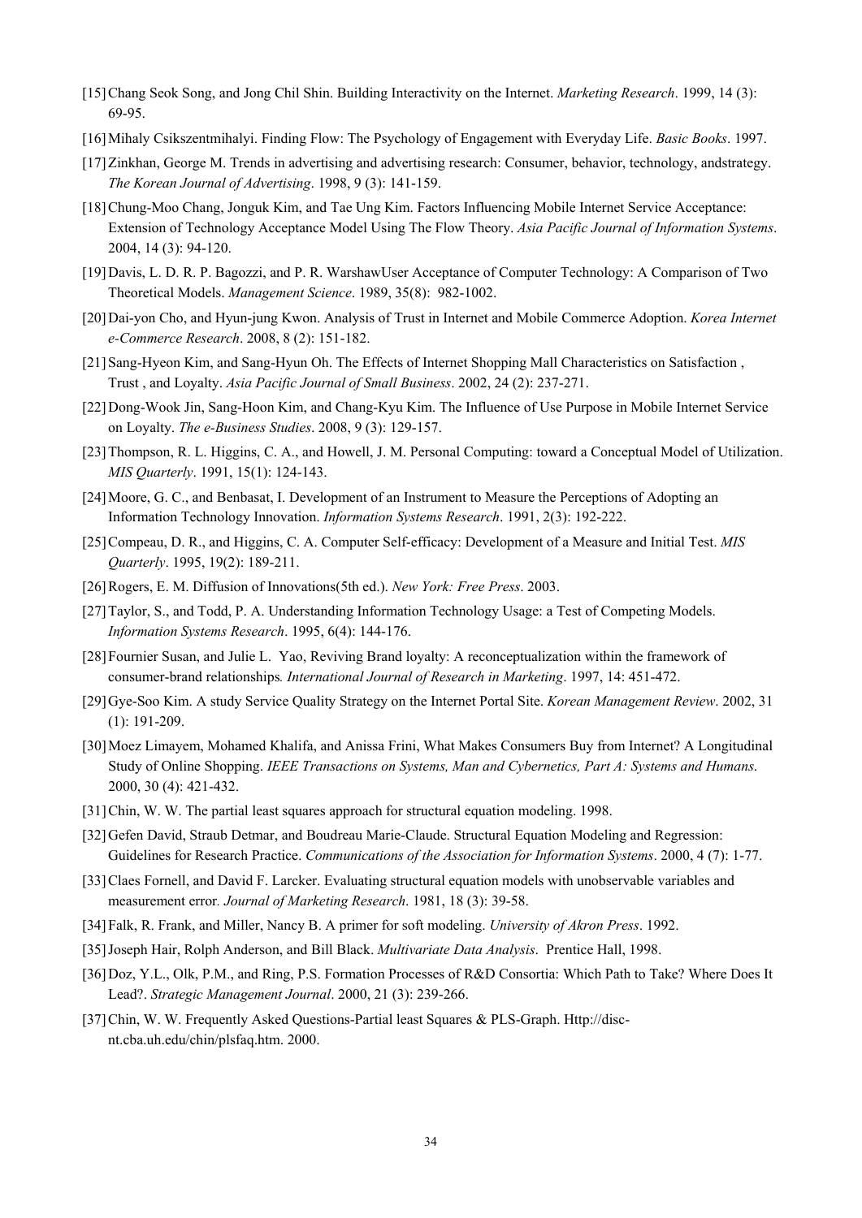[15] Chang Seok Song, and Jong Chil Shin. Building Interactivity on the Internet. *Marketing Research*. 1999, 14 (3): 69-95.

[16] Mihaly Csikszentmihalyi. Finding Flow: The Psychology of Engagement with Everyday Life. *Basic Books*. 1997.

[17] Zinkhan, George M. Trends in advertising and advertising research: Consumer, behavior, technology, andstrategy. *The Korean Journal of Advertising*. 1998, 9 (3): 141-159.

[18] Chung-Moo Chang, Jonguk Kim, and Tae Ung Kim. Factors Influencing Mobile Internet Service Acceptance: Extension of Technology Acceptance Model Using The Flow Theory. *Asia Pacific Journal of Information Systems*. 2004, 14 (3): 94-120.

[19] Davis, L. D. R. P. Bagozzi, and P. R. WarshawUser Acceptance of Computer Technology: A Comparison of Two Theoretical Models. *Management Science*. 1989, 35(8): 982-1002.

[20] Dai-yon Cho, and Hyun-jung Kwon. Analysis of Trust in Internet and Mobile Commerce Adoption. *Korea Internet e-Commerce Research*. 2008, 8 (2): 151-182.

[21] Sang-Hyeon Kim, and Sang-Hyun Oh. The Effects of Internet Shopping Mall Characteristics on Satisfaction , Trust , and Loyalty. *Asia Pacific Journal of Small Business*. 2002, 24 (2): 237-271.

[22] Dong-Wook Jin, Sang-Hoon Kim, and Chang-Kyu Kim. The Influence of Use Purpose in Mobile Internet Service on Loyalty. *The e-Business Studies*. 2008, 9 (3): 129-157.

[23] Thompson, R. L. Higgins, C. A., and Howell, J. M. Personal Computing: toward a Conceptual Model of Utilization. *MIS Quarterly*. 1991, 15(1): 124-143.

[24] Moore, G. C., and Benbasat, I. Development of an Instrument to Measure the Perceptions of Adopting an Information Technology Innovation. *Information Systems Research*. 1991, 2(3): 192-222.

[25] Compeau, D. R., and Higgins, C. A. Computer Self-efficacy: Development of a Measure and Initial Test. *MIS Quarterly*. 1995, 19(2): 189-211.

[26] Rogers, E. M. Diffusion of Innovations(5th ed.). *New York: Free Press*. 2003.

[27] Taylor, S., and Todd, P. A. Understanding Information Technology Usage: a Test of Competing Models. *Information Systems Research*. 1995, 6(4): 144-176.

[28] Fournier Susan, and Julie L. Yao, Reviving Brand loyalty: A reconceptualization within the framework of consumer-brand relationships*. International Journal of Research in Marketing*. 1997, 14: 451-472.

[29] Gye-Soo Kim. A study Service Quality Strategy on the Internet Portal Site. *Korean Management Review*. 2002, 31 (1): 191-209.

[30] Moez Limayem, Mohamed Khalifa, and Anissa Frini, What Makes Consumers Buy from Internet? A Longitudinal Study of Online Shopping. *IEEE Transactions on Systems, Man and Cybernetics, Part A: Systems and Humans*. 2000, 30 (4): 421-432.

[31] Chin, W. W. The partial least squares approach for structural equation modeling. 1998.

[32] Gefen David, Straub Detmar, and Boudreau Marie-Claude. Structural Equation Modeling and Regression: Guidelines for Research Practice. *Communications of the Association for Information Systems*. 2000, 4 (7): 1-77.

[33] Claes Fornell, and David F. Larcker. Evaluating structural equation models with unobservable variables and measurement error*. Journal of Marketing Research*. 1981, 18 (3): 39-58.

[34] Falk, R. Frank, and Miller, Nancy B. A primer for soft modeling. *University of Akron Press*. 1992.

[35] Joseph Hair, Rolph Anderson, and Bill Black. *Multivariate Data Analysis*. Prentice Hall, 1998.

[36] Doz, Y.L., Olk, P.M., and Ring, P.S. Formation Processes of R&D Consortia: Which Path to Take? Where Does It Lead?. *Strategic Management Journal*. 2000, 21 (3): 239-266.

[37] Chin, W. W. Frequently Asked Questions-Partial least Squares & PLS-Graph. Http://disc-nt.cba.uh.edu/chin/plsfaq.htm. 2000.